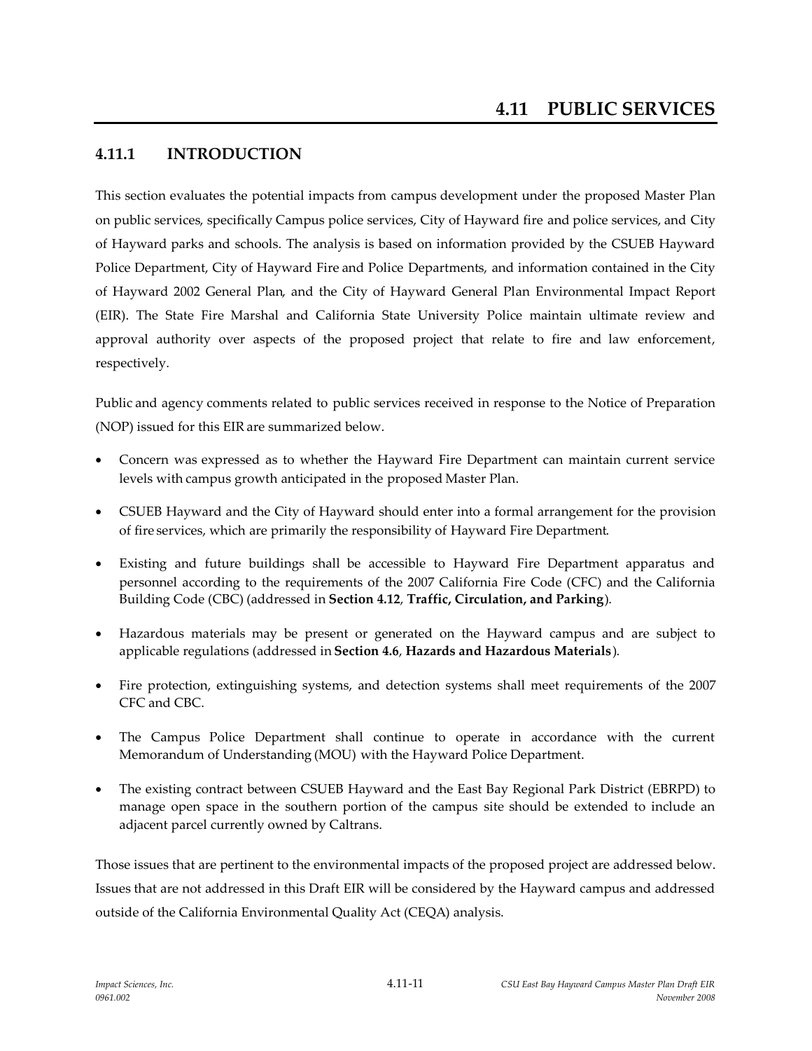# 4.11 PUBLIC SERVICES

## 4.11.1 INTRODUCTION

This section evaluates the potential impacts from campus development under the proposed Master Plan on public services, specifically Campus police services, City of Hayward fire and police services, and City of Hayward parks and schools. The analysis is based on information provided by the CSUEB Hayward Police Department, City of Hayward Fire and Police Departments, and information contained in the City of Hayward 2002 General Plan, and the City of Hayward General Plan Environmental Impact Report (EIR). The State Fire Marshal and California State University Police maintain ultimate review and approval authority over aspects of the proposed project that relate to fire and law enforcement, respectively.

Public and agency comments related to public services received in response to the Notice of Preparation (NOP) issued for this EIR are summarized below.

- Concern was expressed as to whether the Hayward Fire Department can maintain current service levels with campus growth anticipated in the proposed Master Plan.
- CSUEB Hayward and the City of Hayward should enter into a formal arrangement for the provision of fire services, which are primarily the responsibility of Hayward Fire Department.
- Existing and future buildings shall be accessible to Hayward Fire Department apparatus and personnel according to the requirements of the 2007 California Fire Code (CFC) and the California Building Code (CBC) (addressed in **Section 4.12**, **Traffic, Circulation, and Parking**).
- Hazardous materials may be present or generated on the Hayward campus and are subject to applicable regulations (addressed in **Section 4.6**, **Hazards and Hazardous Materials**).
- Fire protection, extinguishing systems, and detection systems shall meet requirements of the 2007 CFC and CBC.
- The Campus Police Department shall continue to operate in accordance with the current Memorandum of Understanding (MOU) with the Hayward Police Department.
- The existing contract between CSUEB Hayward and the East Bay Regional Park District (EBRPD) to manage open space in the southern portion of the campus site should be extended to include an adjacent parcel currently owned by Caltrans.

Those issues that are pertinent to the environmental impacts of the proposed project are addressed below. Issues that are not addressed in this Draft EIR will be considered by the Hayward campus and addressed outside of the California Environmental Quality Act (CEQA) analysis.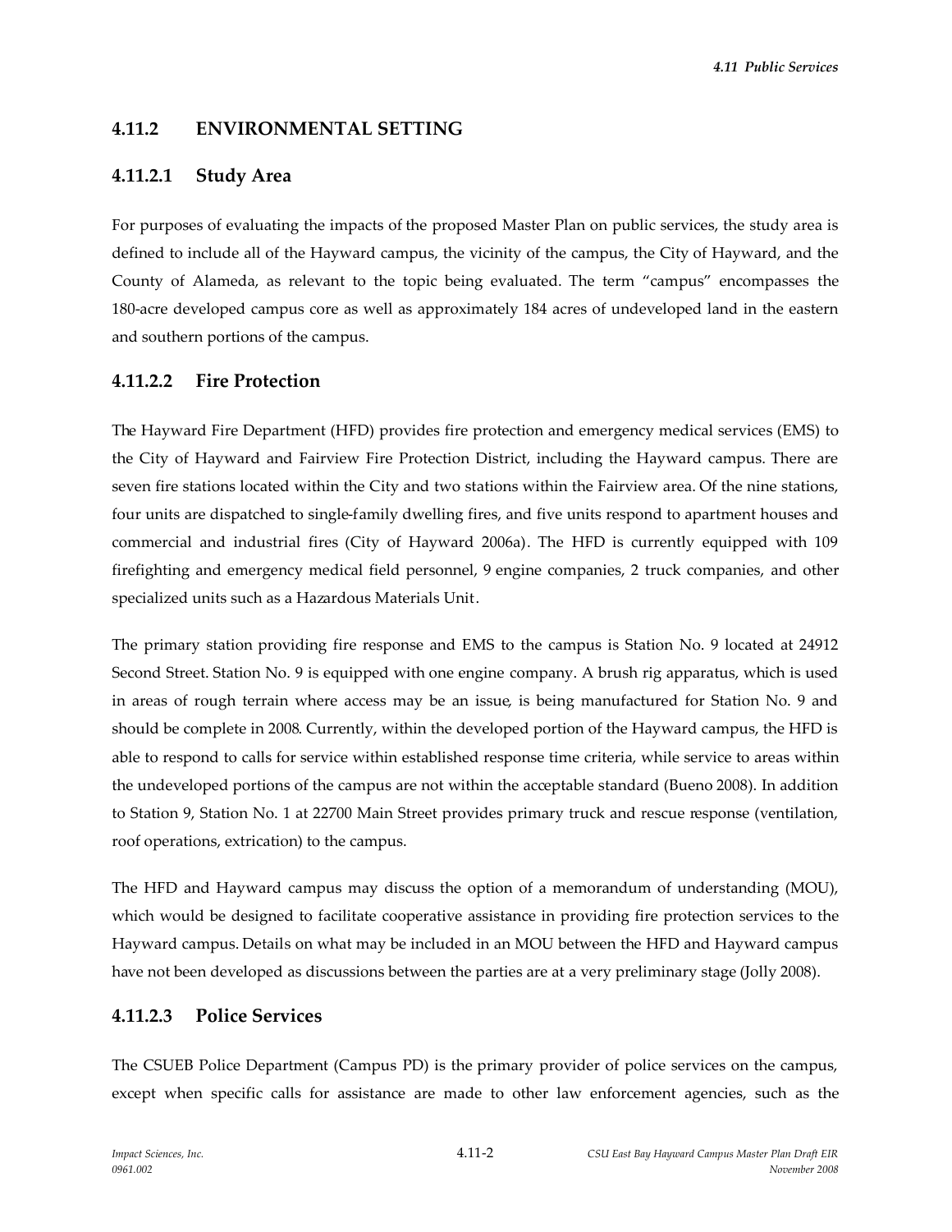### 4.11.2 ENVIRONMENTAL SETTING

#### 4.11.2.1 Study Area

For purposes of evaluating the impacts of the proposed Master Plan on public services, the study area is defined to include all of the Hayward campus, the vicinity of the campus, the City of Hayward, and the County of Alameda, as relevant to the topic being evaluated. The term "campus" encompasses the 180-acre developed campus core as well as approximately 184 acres of undeveloped land in the eastern and southern portions of the campus.

#### 4.11.2.2 Fire Protection

The Hayward Fire Department (HFD) provides fire protection and emergency medical services (EMS) to the City of Hayward and Fairview Fire Protection District, including the Hayward campus. There are seven fire stations located within the City and two stations within the Fairview area. Of the nine stations, four units are dispatched to single-family dwelling fires, and five units respond to apartment houses and commercial and industrial fires (City of Hayward 2006a). The HFD is currently equipped with 109 firefighting and emergency medical field personnel, 9 engine companies, 2 truck companies, and other specialized units such as a Hazardous Materials Unit.

The primary station providing fire response and EMS to the campus is Station No. 9 located at 24912 Second Street. Station No. 9 is equipped with one engine company. A brush rig apparatus, which is used in areas of rough terrain where access may be an issue, is being manufactured for Station No. 9 and should be complete in 2008. Currently, within the developed portion of the Hayward campus, the HFD is able to respond to calls for service within established response time criteria, while service to areas within the undeveloped portions of the campus are not within the acceptable standard (Bueno 2008). In addition to Station 9, Station No. 1 at 22700 Main Street provides primary truck and rescue response (ventilation, roof operations, extrication) to the campus.

The HFD and Hayward campus may discuss the option of a memorandum of understanding (MOU), which would be designed to facilitate cooperative assistance in providing fire protection services to the Hayward campus. Details on what may be included in an MOU between the HFD and Hayward campus have not been developed as discussions between the parties are at a very preliminary stage (Jolly 2008).

#### 4.11.2.3 Police Services

The CSUEB Police Department (Campus PD) is the primary provider of police services on the campus, except when specific calls for assistance are made to other law enforcement agencies, such as the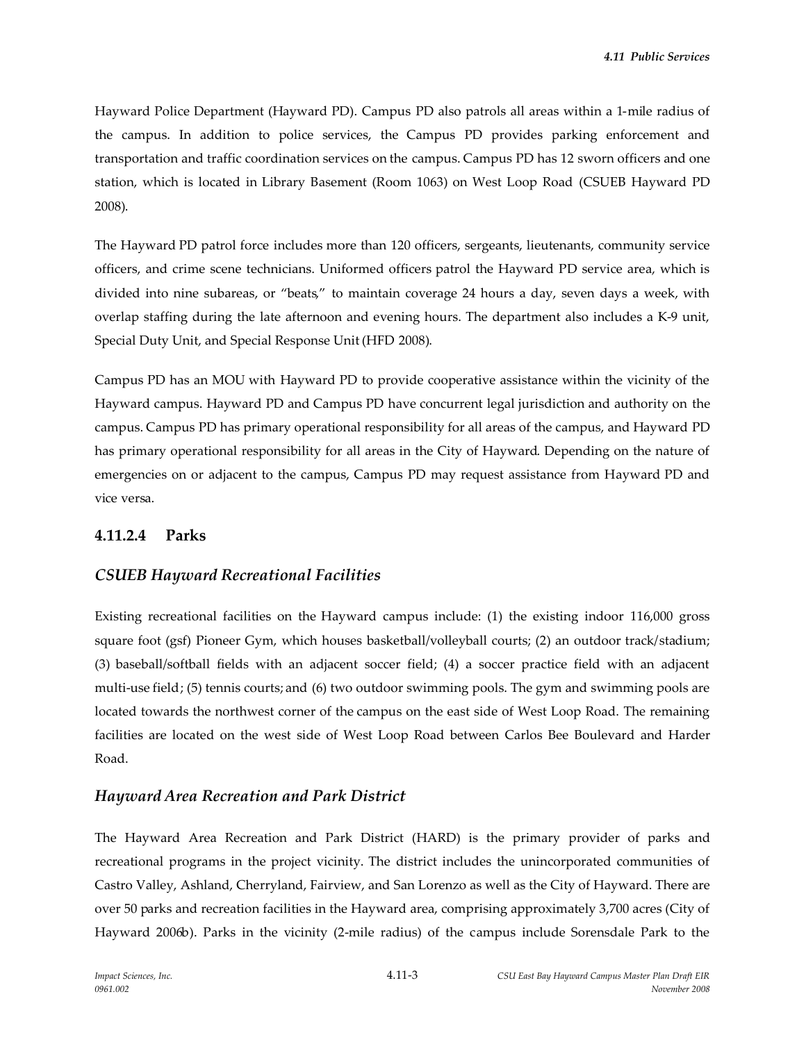Hayward Police Department (Hayward PD). Campus PD also patrols all areas within a 1-mile radius of the campus. In addition to police services, the Campus PD provides parking enforcement and transportation and traffic coordination services on the campus. Campus PD has 12 sworn officers and one station, which is located in Library Basement (Room 1063) on West Loop Road (CSUEB Hayward PD 2008).

The Hayward PD patrol force includes more than 120 officers, sergeants, lieutenants, community service officers, and crime scene technicians. Uniformed officers patrol the Hayward PD service area, which is divided into nine subareas, or "beats," to maintain coverage 24 hours a day, seven days a week, with overlap staffing during the late afternoon and evening hours. The department also includes a K-9 unit, Special Duty Unit, and Special Response Unit (HFD 2008).

Campus PD has an MOU with Hayward PD to provide cooperative assistance within the vicinity of the Hayward campus. Hayward PD and Campus PD have concurrent legal jurisdiction and authority on the campus. Campus PD has primary operational responsibility for all areas of the campus, and Hayward PD has primary operational responsibility for all areas in the City of Hayward. Depending on the nature of emergencies on or adjacent to the campus, Campus PD may request assistance from Hayward PD and vice versa.

### 4.11.2.4 Parks

#### *CSUEB Hayward Recreational Facilities*

Existing recreational facilities on the Hayward campus include: (1) the existing indoor 116,000 gross square foot (gsf) Pioneer Gym, which houses basketball/volleyball courts; (2) an outdoor track/stadium; (3) baseball/softball fields with an adjacent soccer field; (4) a soccer practice field with an adjacent multi-use field; (5) tennis courts; and (6) two outdoor swimming pools. The gym and swimming pools are located towards the northwest corner of the campus on the east side of West Loop Road. The remaining facilities are located on the west side of West Loop Road between Carlos Bee Boulevard and Harder Road.

#### *Hayward Area Recreation and Park District*

The Hayward Area Recreation and Park District (HARD) is the primary provider of parks and recreational programs in the project vicinity. The district includes the unincorporated communities of Castro Valley, Ashland, Cherryland, Fairview, and San Lorenzo as well as the City of Hayward. There are over 50 parks and recreation facilities in the Hayward area, comprising approximately 3,700 acres (City of Hayward 2006b). Parks in the vicinity (2-mile radius) of the campus include Sorensdale Park to the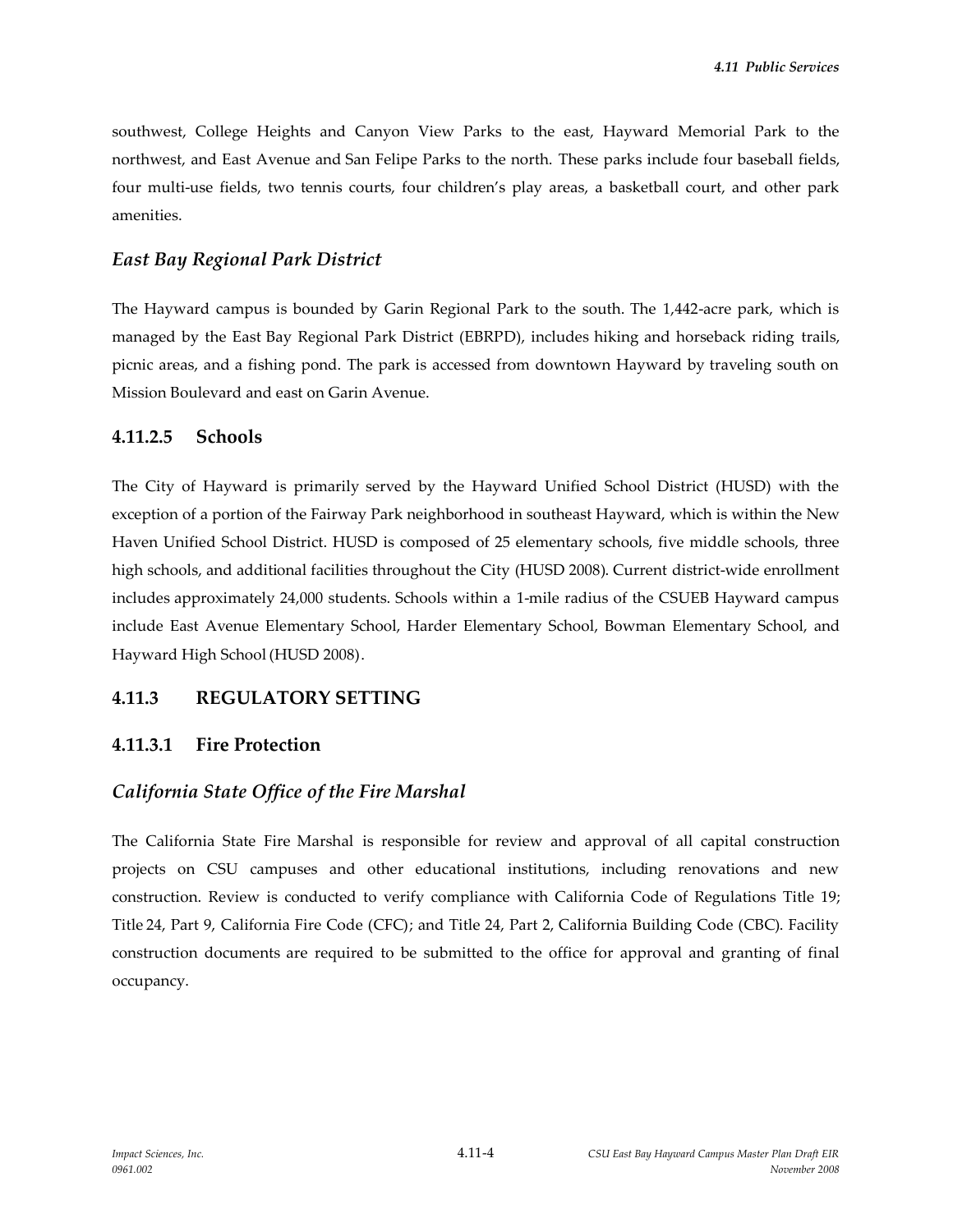southwest, College Heights and Canyon View Parks to the east, Hayward Memorial Park to the northwest, and East Avenue and San Felipe Parks to the north. These parks include four baseball fields, four multi-use fields, two tennis courts, four children's play areas, a basketball court, and other park amenities.

### *East Bay Regional Park District*

The Hayward campus is bounded by Garin Regional Park to the south. The 1,442-acre park, which is managed by the East Bay Regional Park District (EBRPD), includes hiking and horseback riding trails, picnic areas, and a fishing pond. The park is accessed from downtown Hayward by traveling south on Mission Boulevard and east on Garin Avenue.

### 4.11.2.5 Schools

The City of Hayward is primarily served by the Hayward Unified School District (HUSD) with the exception of a portion of the Fairway Park neighborhood in southeast Hayward, which is within the New Haven Unified School District. HUSD is composed of 25 elementary schools, five middle schools, three high schools, and additional facilities throughout the City (HUSD 2008). Current district-wide enrollment includes approximately 24,000 students. Schools within a 1-mile radius of the CSUEB Hayward campus include East Avenue Elementary School, Harder Elementary School, Bowman Elementary School, and Hayward High School (HUSD 2008).

## 4.11.3 REGULATORY SETTING

### 4.11.3.1 Fire Protection

### *California State Office of the Fire Marshal*

The California State Fire Marshal is responsible for review and approval of all capital construction projects on CSU campuses and other educational institutions, including renovations and new construction. Review is conducted to verify compliance with California Code of Regulations Title 19; Title 24, Part 9, California Fire Code (CFC); and Title 24, Part 2, California Building Code (CBC). Facility construction documents are required to be submitted to the office for approval and granting of final occupancy.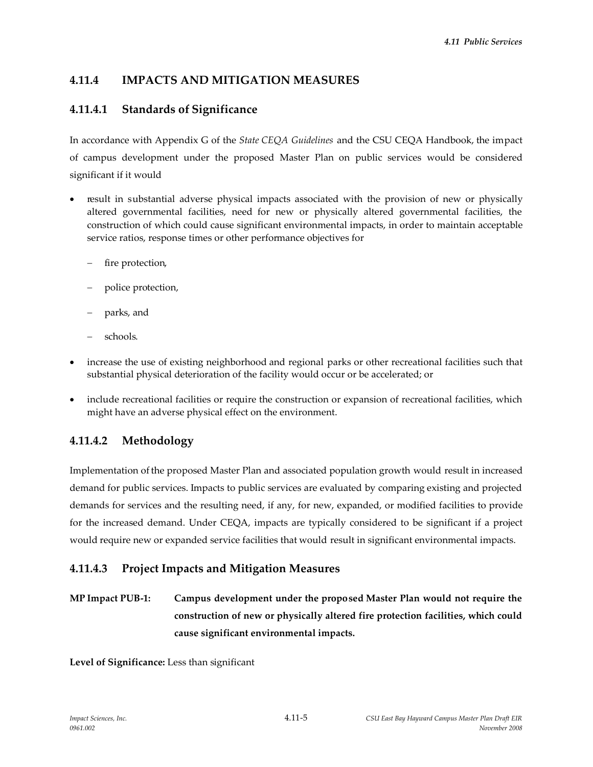## 4.11.4 IMPACTS AND MITIGATION MEASURES

### 4.11.4.1 Standards of Significance

In accordance with Appendix G of the *State CEQA Guidelines* and the CSU CEQA Handbook, the impact of campus development under the proposed Master Plan on public services would be considered significant if it would

- result in substantial adverse physical impacts associated with the provision of new or physically altered governmental facilities, need for new or physically altered governmental facilities, the construction of which could cause significant environmental impacts, in order to maintain acceptable service ratios, response times or other performance objectives for
  - fire protection,
  - police protection,
  - parks, and
  - schools.
- increase the use of existing neighborhood and regional parks or other recreational facilities such that substantial physical deterioration of the facility would occur or be accelerated; or
- include recreational facilities or require the construction or expansion of recreational facilities, which might have an adverse physical effect on the environment.

### 4.11.4.2 Methodology

Implementation of the proposed Master Plan and associated population growth would result in increased demand for public services. Impacts to public services are evaluated by comparing existing and projected demands for services and the resulting need, if any, for new, expanded, or modified facilities to provide for the increased demand. Under CEQA, impacts are typically considered to be significant if a project would require new or expanded service facilities that would result in significant environmental impacts.

### 4.11.4.3 Project Impacts and Mitigation Measures

**MP Impact PUB-1: Campus development under the proposed Master Plan would not require the construction of new or physically altered fire protection facilities, which could cause significant environmental impacts.**

**Level of Significance:** Less than significant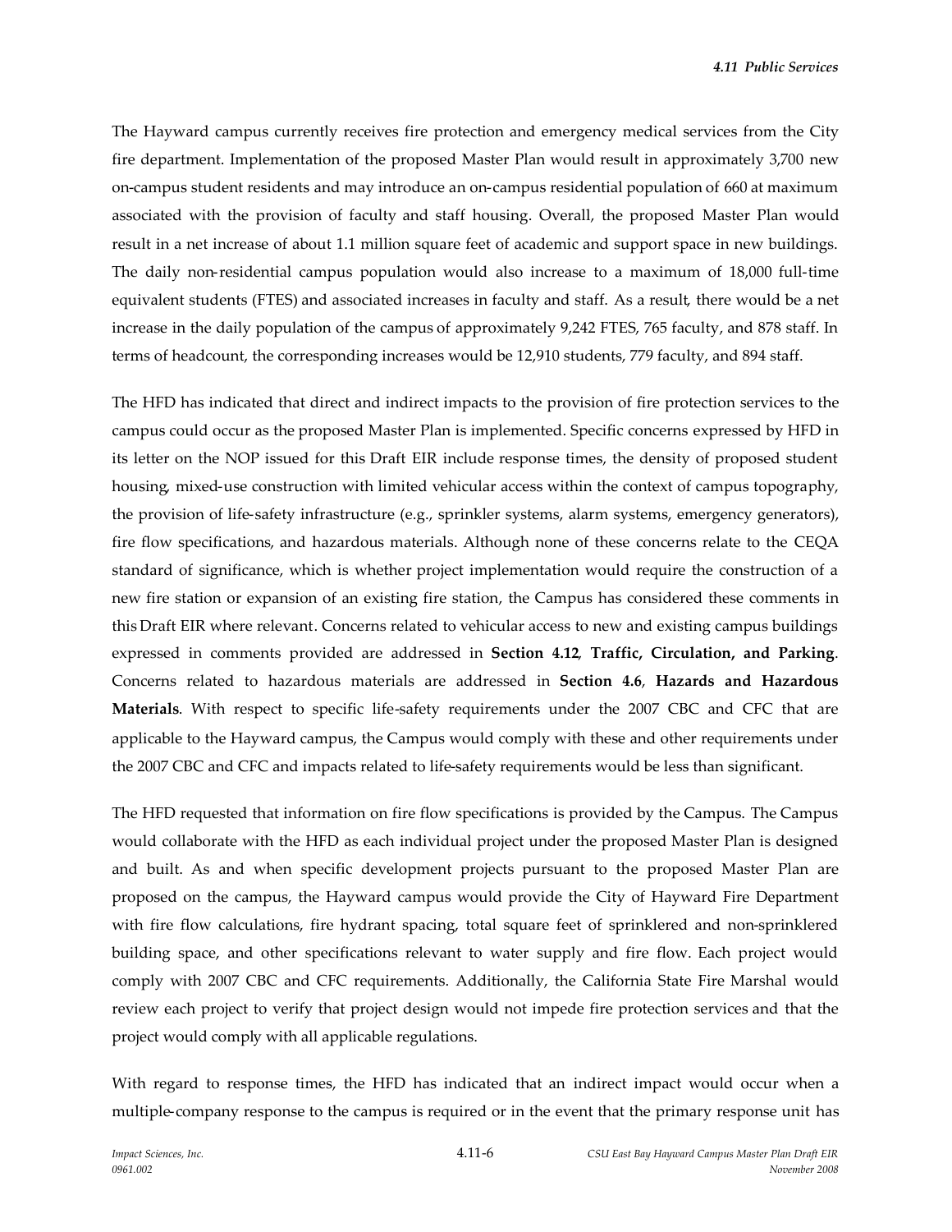The Hayward campus currently receives fire protection and emergency medical services from the City fire department. Implementation of the proposed Master Plan would result in approximately 3,700 new on-campus student residents and may introduce an on-campus residential population of 660 at maximum associated with the provision of faculty and staff housing. Overall, the proposed Master Plan would result in a net increase of about 1.1 million square feet of academic and support space in new buildings. The daily non-residential campus population would also increase to a maximum of 18,000 full-time equivalent students (FTES) and associated increases in faculty and staff. As a result, there would be a net increase in the daily population of the campus of approximately 9,242 FTES, 765 faculty, and 878 staff. In terms of headcount, the corresponding increases would be 12,910 students, 779 faculty, and 894 staff.

The HFD has indicated that direct and indirect impacts to the provision of fire protection services to the campus could occur as the proposed Master Plan is implemented. Specific concerns expressed by HFD in its letter on the NOP issued for this Draft EIR include response times, the density of proposed student housing, mixed-use construction with limited vehicular access within the context of campus topography, the provision of life-safety infrastructure (e.g., sprinkler systems, alarm systems, emergency generators), fire flow specifications, and hazardous materials. Although none of these concerns relate to the CEQA standard of significance, which is whether project implementation would require the construction of a new fire station or expansion of an existing fire station, the Campus has considered these comments in this Draft EIR where relevant. Concerns related to vehicular access to new and existing campus buildings expressed in comments provided are addressed in **Section 4.12**, **Traffic, Circulation, and Parking**. Concerns related to hazardous materials are addressed in **Section 4.6**, **Hazards and Hazardous Materials**. With respect to specific life-safety requirements under the 2007 CBC and CFC that are applicable to the Hayward campus, the Campus would comply with these and other requirements under the 2007 CBC and CFC and impacts related to life-safety requirements would be less than significant.

The HFD requested that information on fire flow specifications is provided by the Campus. The Campus would collaborate with the HFD as each individual project under the proposed Master Plan is designed and built. As and when specific development projects pursuant to the proposed Master Plan are proposed on the campus, the Hayward campus would provide the City of Hayward Fire Department with fire flow calculations, fire hydrant spacing, total square feet of sprinklered and non-sprinklered building space, and other specifications relevant to water supply and fire flow. Each project would comply with 2007 CBC and CFC requirements. Additionally, the California State Fire Marshal would review each project to verify that project design would not impede fire protection services and that the project would comply with all applicable regulations.

With regard to response times, the HFD has indicated that an indirect impact would occur when a multiple-company response to the campus is required or in the event that the primary response unit has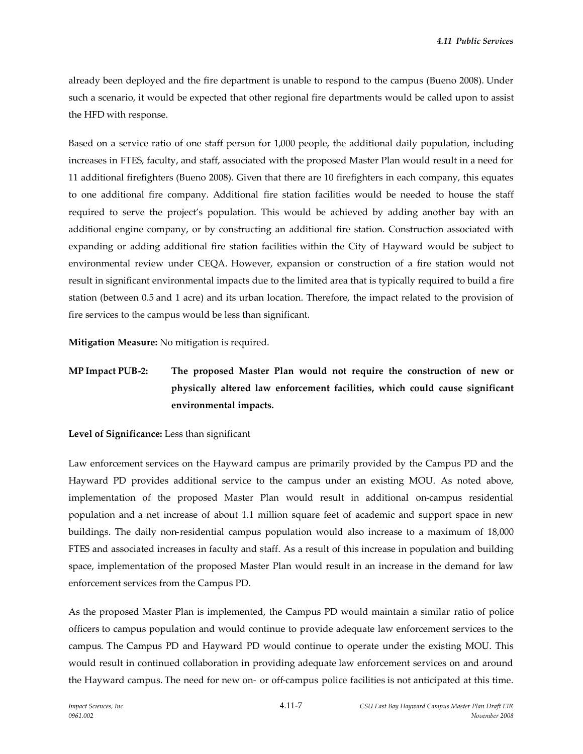already been deployed and the fire department is unable to respond to the campus (Bueno 2008). Under such a scenario, it would be expected that other regional fire departments would be called upon to assist the HFD with response.

Based on a service ratio of one staff person for 1,000 people, the additional daily population, including increases in FTES, faculty, and staff, associated with the proposed Master Plan would result in a need for 11 additional firefighters (Bueno 2008). Given that there are 10 firefighters in each company, this equates to one additional fire company. Additional fire station facilities would be needed to house the staff required to serve the project's population. This would be achieved by adding another bay with an additional engine company, or by constructing an additional fire station. Construction associated with expanding or adding additional fire station facilities within the City of Hayward would be subject to environmental review under CEQA. However, expansion or construction of a fire station would not result in significant environmental impacts due to the limited area that is typically required to build a fire station (between 0.5 and 1 acre) and its urban location. Therefore, the impact related to the provision of fire services to the campus would be less than significant.

**Mitigation Measure:** No mitigation is required.

**MP Impact PUB-2: The proposed Master Plan would not require the construction of new or physically altered law enforcement facilities, which could cause significant environmental impacts.**

**Level of Significance:** Less than significant

Law enforcement services on the Hayward campus are primarily provided by the Campus PD and the Hayward PD provides additional service to the campus under an existing MOU. As noted above, implementation of the proposed Master Plan would result in additional on-campus residential population and a net increase of about 1.1 million square feet of academic and support space in new buildings. The daily non-residential campus population would also increase to a maximum of 18,000 FTES and associated increases in faculty and staff. As a result of this increase in population and building space, implementation of the proposed Master Plan would result in an increase in the demand for law enforcement services from the Campus PD.

As the proposed Master Plan is implemented, the Campus PD would maintain a similar ratio of police officers to campus population and would continue to provide adequate law enforcement services to the campus. The Campus PD and Hayward PD would continue to operate under the existing MOU. This would result in continued collaboration in providing adequate law enforcement services on and around the Hayward campus. The need for new on- or off-campus police facilities is not anticipated at this time.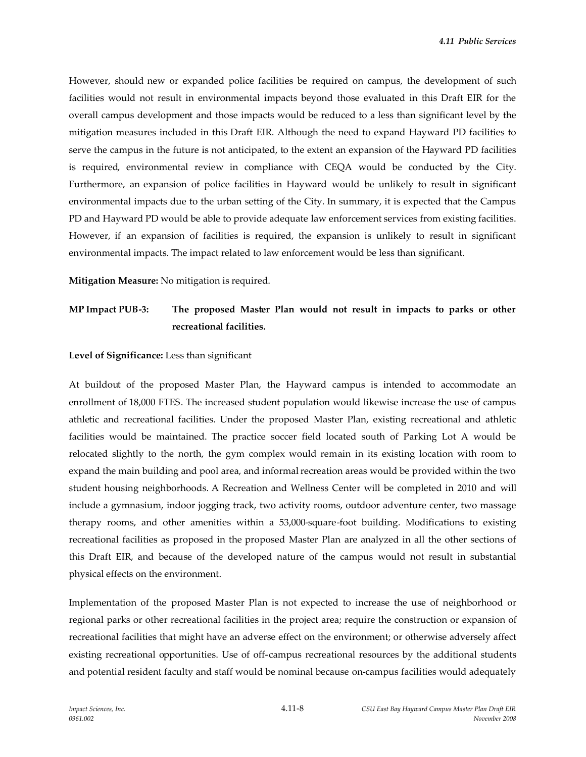However, should new or expanded police facilities be required on campus, the development of such facilities would not result in environmental impacts beyond those evaluated in this Draft EIR for the overall campus development and those impacts would be reduced to a less than significant level by the mitigation measures included in this Draft EIR. Although the need to expand Hayward PD facilities to serve the campus in the future is not anticipated, to the extent an expansion of the Hayward PD facilities is required, environmental review in compliance with CEQA would be conducted by the City. Furthermore, an expansion of police facilities in Hayward would be unlikely to result in significant environmental impacts due to the urban setting of the City. In summary, it is expected that the Campus PD and Hayward PD would be able to provide adequate law enforcement services from existing facilities. However, if an expansion of facilities is required, the expansion is unlikely to result in significant environmental impacts. The impact related to law enforcement would be less than significant.

**Mitigation Measure:** No mitigation is required.

**MP Impact PUB-3: The proposed Master Plan would not result in impacts to parks or other recreational facilities.**

**Level of Significance:** Less than significant

At buildout of the proposed Master Plan, the Hayward campus is intended to accommodate an enrollment of 18,000 FTES. The increased student population would likewise increase the use of campus athletic and recreational facilities. Under the proposed Master Plan, existing recreational and athletic facilities would be maintained. The practice soccer field located south of Parking Lot A would be relocated slightly to the north, the gym complex would remain in its existing location with room to expand the main building and pool area, and informal recreation areas would be provided within the two student housing neighborhoods. A Recreation and Wellness Center will be completed in 2010 and will include a gymnasium, indoor jogging track, two activity rooms, outdoor adventure center, two massage therapy rooms, and other amenities within a 53,000-square-foot building. Modifications to existing recreational facilities as proposed in the proposed Master Plan are analyzed in all the other sections of this Draft EIR, and because of the developed nature of the campus would not result in substantial physical effects on the environment.

Implementation of the proposed Master Plan is not expected to increase the use of neighborhood or regional parks or other recreational facilities in the project area; require the construction or expansion of recreational facilities that might have an adverse effect on the environment; or otherwise adversely affect existing recreational opportunities. Use of off-campus recreational resources by the additional students and potential resident faculty and staff would be nominal because on-campus facilities would adequately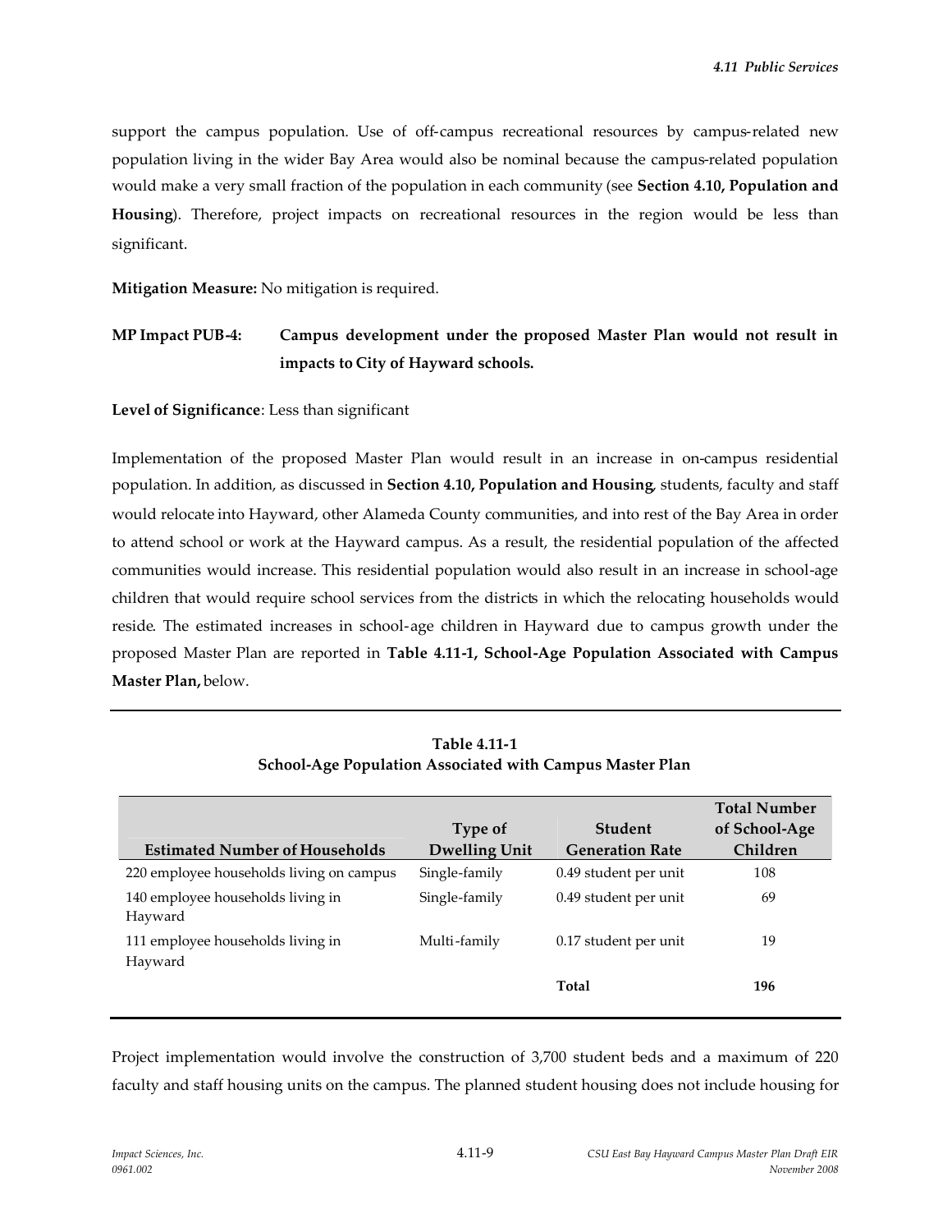support the campus population. Use of off-campus recreational resources by campus-related new population living in the wider Bay Area would also be nominal because the campus-related population would make a very small fraction of the population in each community (see **Section 4.10, Population and Housing**). Therefore, project impacts on recreational resources in the region would be less than significant.

**Mitigation Measure:** No mitigation is required.

**MP Impact PUB-4: Campus development under the proposed Master Plan would not result in impacts to City of Hayward schools.**

**Level of Significance**: Less than significant

Implementation of the proposed Master Plan would result in an increase in on-campus residential population. In addition, as discussed in **Section 4.10, Population and Housing**, students, faculty and staff would relocate into Hayward, other Alameda County communities, and into rest of the Bay Area in order to attend school or work at the Hayward campus. As a result, the residential population of the affected communities would increase. This residential population would also result in an increase in school-age children that would require school services from the districts in which the relocating households would reside. The estimated increases in school-age children in Hayward due to campus growth under the proposed Master Plan are reported in **Table 4.11-1, School-Age Population Associated with Campus Master Plan,** below.

**Table 4.11-1**
**School-Age Population Associated with Campus Master Plan**

| Estimated Number of Households | Type of Dwelling Unit | Student Generation Rate | Total Number of School-Age Children |
|---|---|---|---|
| 220 employee households living on campus | Single-family | 0.49 student per unit | 108 |
| 140 employee households living in Hayward | Single-family | 0.49 student per unit | 69 |
| 111 employee households living in Hayward | Multi-family | 0.17 student per unit | 19 |
| | | **Total** | **196** |

Project implementation would involve the construction of 3,700 student beds and a maximum of 220 faculty and staff housing units on the campus. The planned student housing does not include housing for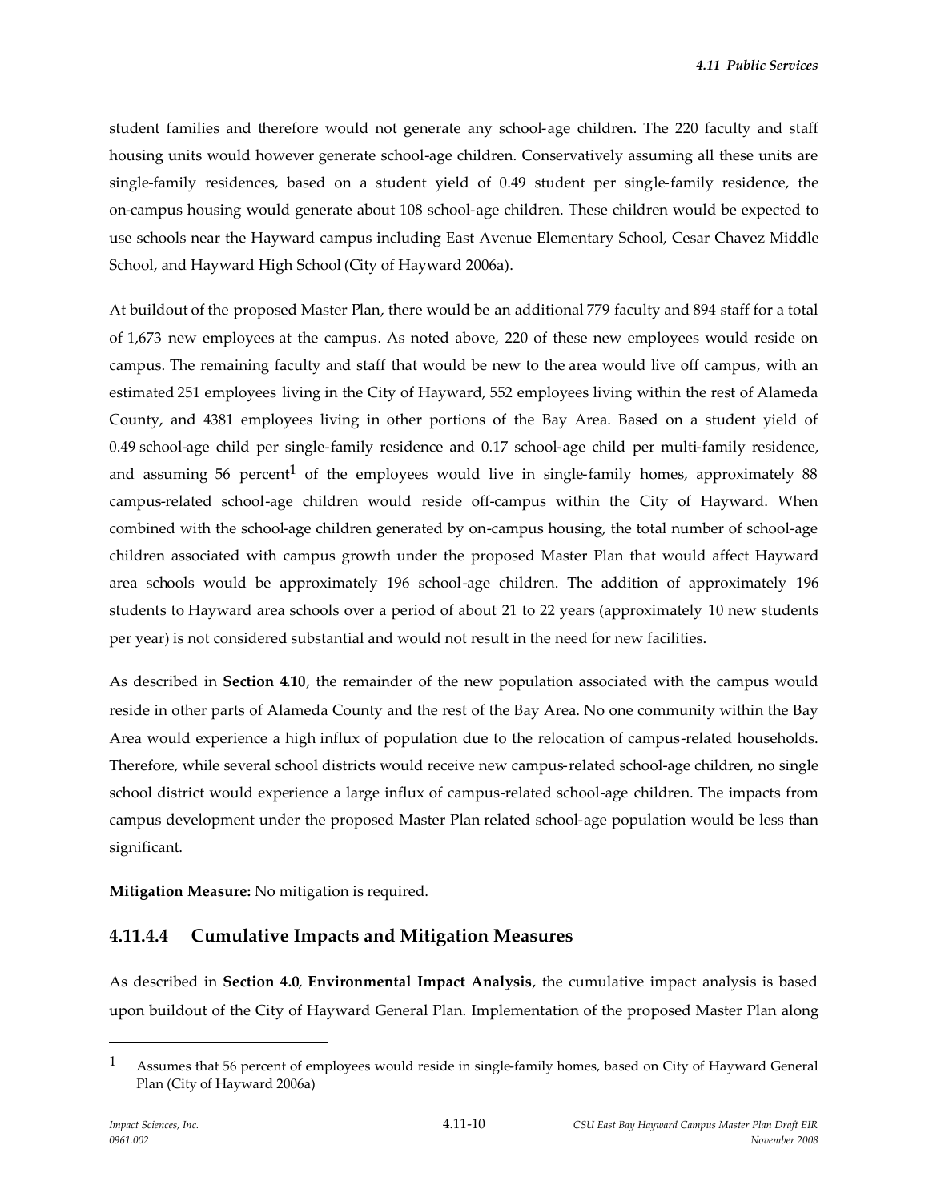student families and therefore would not generate any school-age children. The 220 faculty and staff housing units would however generate school-age children. Conservatively assuming all these units are single-family residences, based on a student yield of 0.49 student per single-family residence, the on-campus housing would generate about 108 school-age children. These children would be expected to use schools near the Hayward campus including East Avenue Elementary School, Cesar Chavez Middle School, and Hayward High School (City of Hayward 2006a).

At buildout of the proposed Master Plan, there would be an additional 779 faculty and 894 staff for a total of 1,673 new employees at the campus. As noted above, 220 of these new employees would reside on campus. The remaining faculty and staff that would be new to the area would live off campus, with an estimated 251 employees living in the City of Hayward, 552 employees living within the rest of Alameda County, and 4381 employees living in other portions of the Bay Area. Based on a student yield of 0.49 school-age child per single-family residence and 0.17 school-age child per multi-family residence, and assuming 56 percent[1] of the employees would live in single-family homes, approximately 88 campus-related school-age children would reside off-campus within the City of Hayward. When combined with the school-age children generated by on-campus housing, the total number of school-age children associated with campus growth under the proposed Master Plan that would affect Hayward area schools would be approximately 196 school-age children. The addition of approximately 196 students to Hayward area schools over a period of about 21 to 22 years (approximately 10 new students per year) is not considered substantial and would not result in the need for new facilities.

As described in **Section 4.10**, the remainder of the new population associated with the campus would reside in other parts of Alameda County and the rest of the Bay Area. No one community within the Bay Area would experience a high influx of population due to the relocation of campus-related households. Therefore, while several school districts would receive new campus-related school-age children, no single school district would experience a large influx of campus-related school-age children. The impacts from campus development under the proposed Master Plan related school-age population would be less than significant.

**Mitigation Measure:** No mitigation is required.

### 4.11.4.4 Cumulative Impacts and Mitigation Measures

As described in **Section 4.0**, **Environmental Impact Analysis**, the cumulative impact analysis is based upon buildout of the City of Hayward General Plan. Implementation of the proposed Master Plan along

---

[1] Assumes that 56 percent of employees would reside in single-family homes, based on City of Hayward General Plan (City of Hayward 2006a)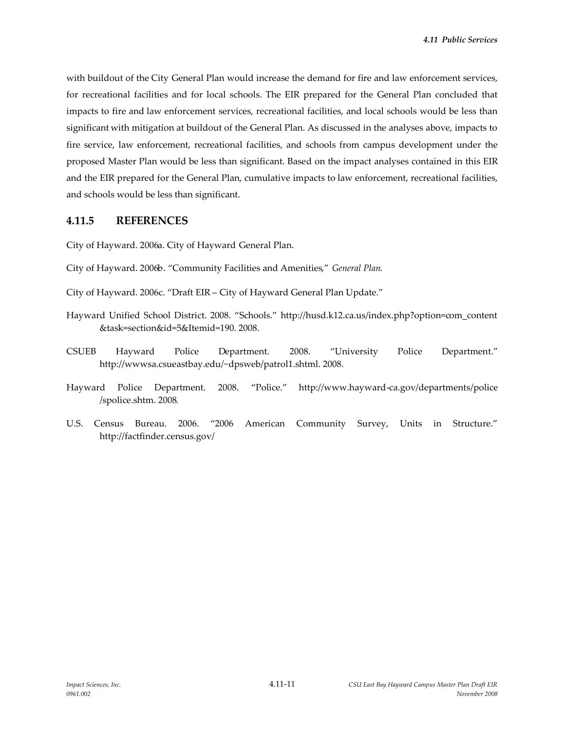with buildout of the City General Plan would increase the demand for fire and law enforcement services, for recreational facilities and for local schools. The EIR prepared for the General Plan concluded that impacts to fire and law enforcement services, recreational facilities, and local schools would be less than significant with mitigation at buildout of the General Plan. As discussed in the analyses above, impacts to fire service, law enforcement, recreational facilities, and schools from campus development under the proposed Master Plan would be less than significant. Based on the impact analyses contained in this EIR and the EIR prepared for the General Plan, cumulative impacts to law enforcement, recreational facilities, and schools would be less than significant.

### 4.11.5 REFERENCES

City of Hayward. 2006a. City of Hayward General Plan.

City of Hayward. 2006b. "Community Facilities and Amenities," *General Plan*.

City of Hayward. 2006c. "Draft EIR – City of Hayward General Plan Update."

Hayward Unified School District. 2008. "Schools." http://husd.k12.ca.us/index.php?option=com_content&task=section&id=5&Itemid=190. 2008.

CSUEB Hayward Police Department. 2008. "University Police Department." http://wwwsa.csueastbay.edu/~dpsweb/patrol1.shtml. 2008.

Hayward Police Department. 2008. "Police." http://www.hayward-ca.gov/departments/police/spolice.shtm. 2008.

U.S. Census Bureau. 2006. "2006 American Community Survey, Units in Structure." http://factfinder.census.gov/